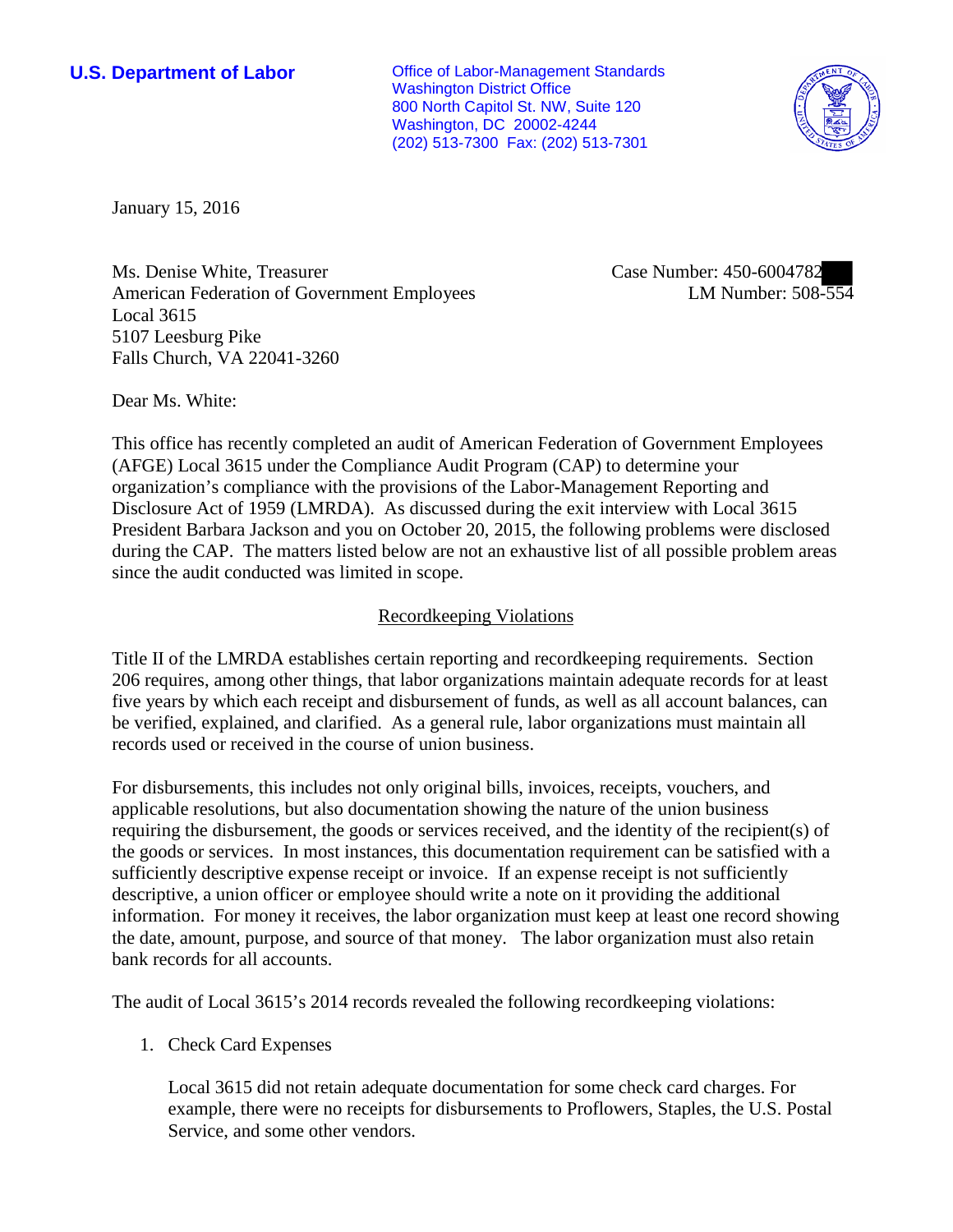**U.S. Department of Labor**

Office of Labor-Management Standards
Washington District Office
800 North Capitol St. NW, Suite 120
Washington, DC 20002-4244
(202) 513-7300 Fax: (202) 513-7301

January 15, 2016

Ms. Denise White, Treasurer
American Federation of Government Employees
Local 3615
5107 Leesburg Pike
Falls Church, VA 22041-3260

Case Number: 450-6004782
LM Number: 508-554

Dear Ms. White:

This office has recently completed an audit of American Federation of Government Employees (AFGE) Local 3615 under the Compliance Audit Program (CAP) to determine your organization's compliance with the provisions of the Labor-Management Reporting and Disclosure Act of 1959 (LMRDA). As discussed during the exit interview with Local 3615 President Barbara Jackson and you on October 20, 2015, the following problems were disclosed during the CAP. The matters listed below are not an exhaustive list of all possible problem areas since the audit conducted was limited in scope.

## Recordkeeping Violations

Title II of the LMRDA establishes certain reporting and recordkeeping requirements. Section 206 requires, among other things, that labor organizations maintain adequate records for at least five years by which each receipt and disbursement of funds, as well as all account balances, can be verified, explained, and clarified. As a general rule, labor organizations must maintain all records used or received in the course of union business.

For disbursements, this includes not only original bills, invoices, receipts, vouchers, and applicable resolutions, but also documentation showing the nature of the union business requiring the disbursement, the goods or services received, and the identity of the recipient(s) of the goods or services. In most instances, this documentation requirement can be satisfied with a sufficiently descriptive expense receipt or invoice. If an expense receipt is not sufficiently descriptive, a union officer or employee should write a note on it providing the additional information. For money it receives, the labor organization must keep at least one record showing the date, amount, purpose, and source of that money. The labor organization must also retain bank records for all accounts.

The audit of Local 3615's 2014 records revealed the following recordkeeping violations:

1. Check Card Expenses

   Local 3615 did not retain adequate documentation for some check card charges. For example, there were no receipts for disbursements to Proflowers, Staples, the U.S. Postal Service, and some other vendors.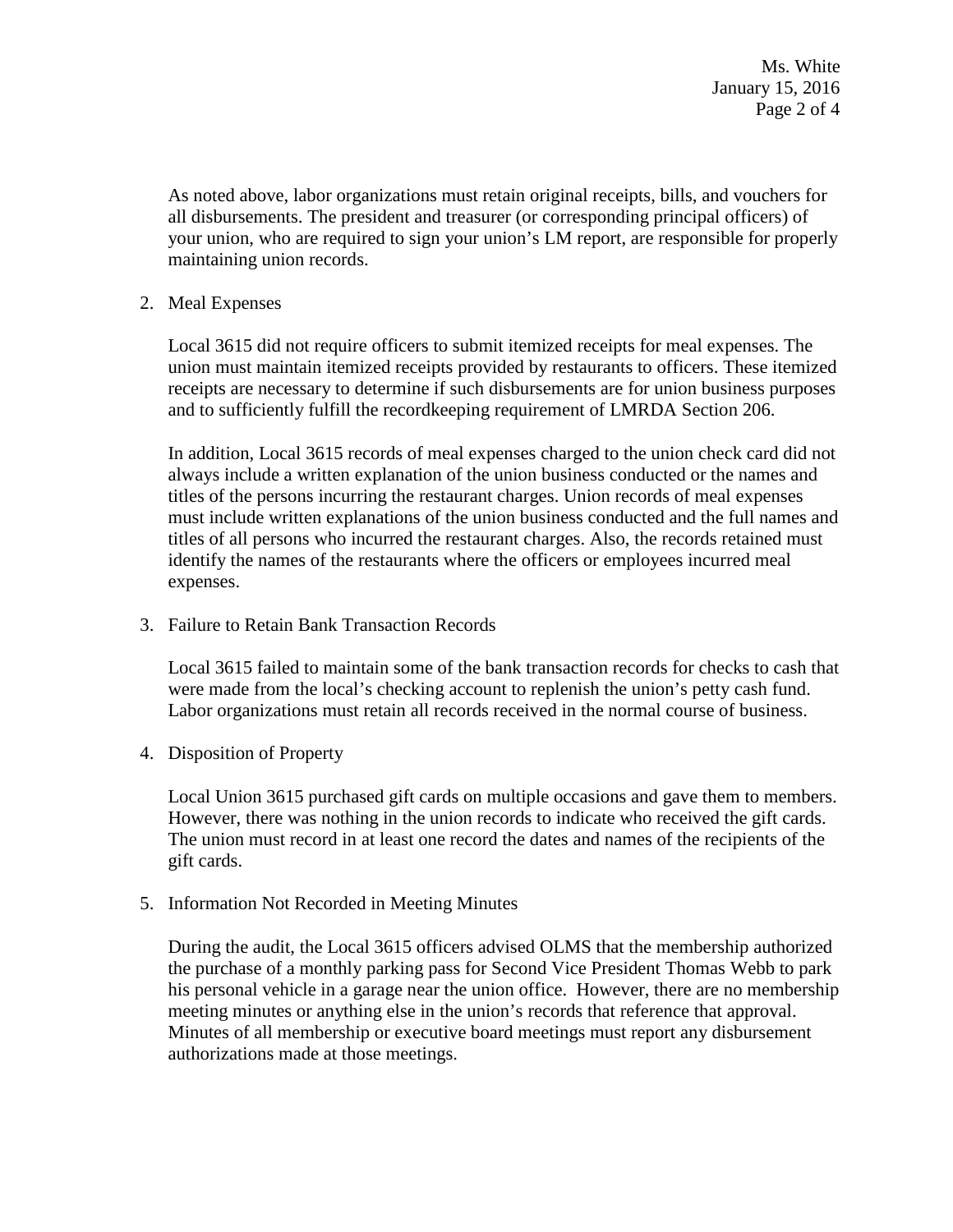As noted above, labor organizations must retain original receipts, bills, and vouchers for all disbursements. The president and treasurer (or corresponding principal officers) of your union, who are required to sign your union's LM report, are responsible for properly maintaining union records.

2. Meal Expenses

   Local 3615 did not require officers to submit itemized receipts for meal expenses. The union must maintain itemized receipts provided by restaurants to officers. These itemized receipts are necessary to determine if such disbursements are for union business purposes and to sufficiently fulfill the recordkeeping requirement of LMRDA Section 206.

   In addition, Local 3615 records of meal expenses charged to the union check card did not always include a written explanation of the union business conducted or the names and titles of the persons incurring the restaurant charges. Union records of meal expenses must include written explanations of the union business conducted and the full names and titles of all persons who incurred the restaurant charges. Also, the records retained must identify the names of the restaurants where the officers or employees incurred meal expenses.

3. Failure to Retain Bank Transaction Records

   Local 3615 failed to maintain some of the bank transaction records for checks to cash that were made from the local's checking account to replenish the union's petty cash fund. Labor organizations must retain all records received in the normal course of business.

4. Disposition of Property

   Local Union 3615 purchased gift cards on multiple occasions and gave them to members. However, there was nothing in the union records to indicate who received the gift cards. The union must record in at least one record the dates and names of the recipients of the gift cards.

5. Information Not Recorded in Meeting Minutes

   During the audit, the Local 3615 officers advised OLMS that the membership authorized the purchase of a monthly parking pass for Second Vice President Thomas Webb to park his personal vehicle in a garage near the union office. However, there are no membership meeting minutes or anything else in the union's records that reference that approval. Minutes of all membership or executive board meetings must report any disbursement authorizations made at those meetings.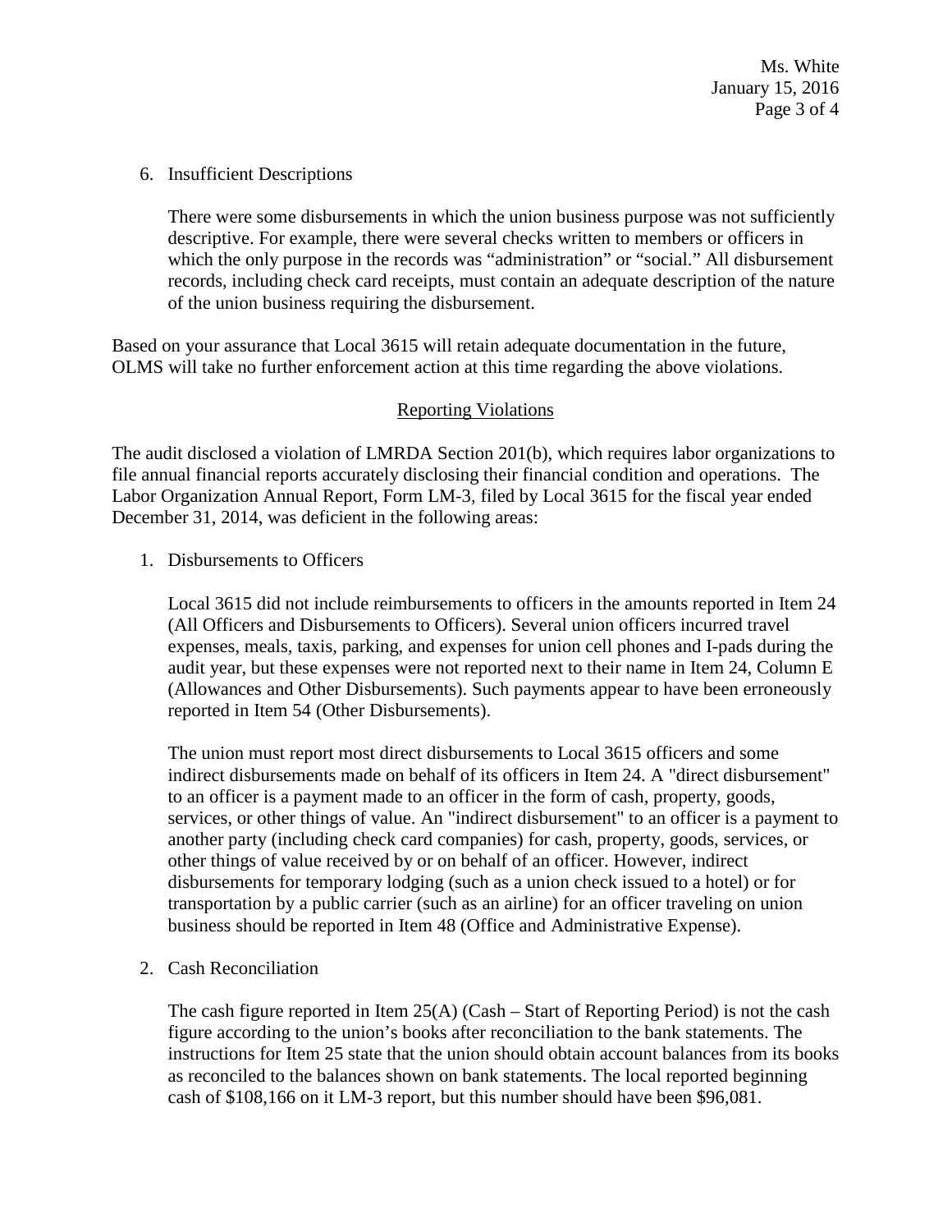6. Insufficient Descriptions

   There were some disbursements in which the union business purpose was not sufficiently descriptive. For example, there were several checks written to members or officers in which the only purpose in the records was "administration" or "social." All disbursement records, including check card receipts, must contain an adequate description of the nature of the union business requiring the disbursement.

Based on your assurance that Local 3615 will retain adequate documentation in the future, OLMS will take no further enforcement action at this time regarding the above violations.

## Reporting Violations

The audit disclosed a violation of LMRDA Section 201(b), which requires labor organizations to file annual financial reports accurately disclosing their financial condition and operations. The Labor Organization Annual Report, Form LM-3, filed by Local 3615 for the fiscal year ended December 31, 2014, was deficient in the following areas:

1. Disbursements to Officers

   Local 3615 did not include reimbursements to officers in the amounts reported in Item 24 (All Officers and Disbursements to Officers). Several union officers incurred travel expenses, meals, taxis, parking, and expenses for union cell phones and I-pads during the audit year, but these expenses were not reported next to their name in Item 24, Column E (Allowances and Other Disbursements). Such payments appear to have been erroneously reported in Item 54 (Other Disbursements).

   The union must report most direct disbursements to Local 3615 officers and some indirect disbursements made on behalf of its officers in Item 24. A "direct disbursement" to an officer is a payment made to an officer in the form of cash, property, goods, services, or other things of value. An "indirect disbursement" to an officer is a payment to another party (including check card companies) for cash, property, goods, services, or other things of value received by or on behalf of an officer. However, indirect disbursements for temporary lodging (such as a union check issued to a hotel) or for transportation by a public carrier (such as an airline) for an officer traveling on union business should be reported in Item 48 (Office and Administrative Expense).

2. Cash Reconciliation

   The cash figure reported in Item 25(A) (Cash – Start of Reporting Period) is not the cash figure according to the union's books after reconciliation to the bank statements. The instructions for Item 25 state that the union should obtain account balances from its books as reconciled to the balances shown on bank statements. The local reported beginning cash of $108,166 on it LM-3 report, but this number should have been $96,081.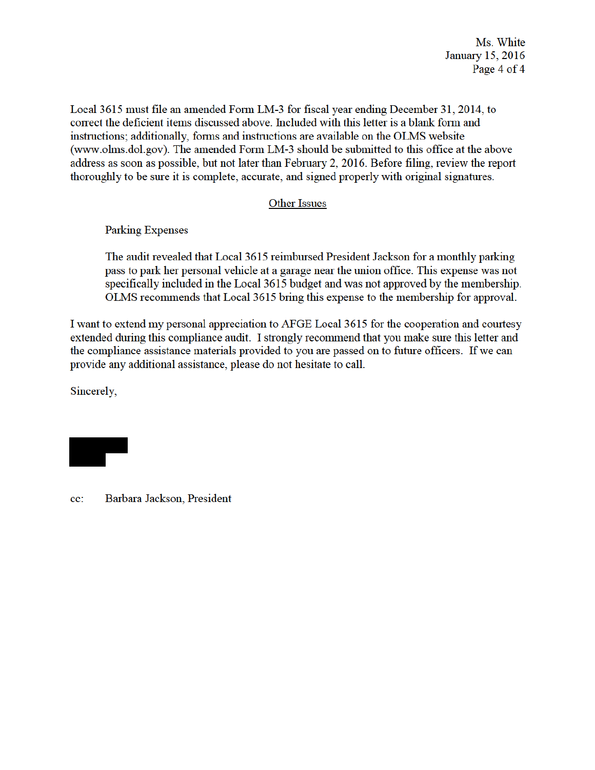Local 3615 must file an amended Form LM-3 for fiscal year ending December 31, 2014, to correct the deficient items discussed above. Included with this letter is a blank form and instructions; additionally, forms and instructions are available on the OLMS website (www.olms.dol.gov). The amended Form LM-3 should be submitted to this office at the above address as soon as possible, but not later than February 2, 2016. Before filing, review the report thoroughly to be sure it is complete, accurate, and signed properly with original signatures.

## Other Issues

### Parking Expenses

The audit revealed that Local 3615 reimbursed President Jackson for a monthly parking pass to park her personal vehicle at a garage near the union office. This expense was not specifically included in the Local 3615 budget and was not approved by the membership. OLMS recommends that Local 3615 bring this expense to the membership for approval.

I want to extend my personal appreciation to AFGE Local 3615 for the cooperation and courtesy extended during this compliance audit. I strongly recommend that you make sure this letter and the compliance assistance materials provided to you are passed on to future officers. If we can provide any additional assistance, please do not hesitate to call.

Sincerely,

cc: Barbara Jackson, President